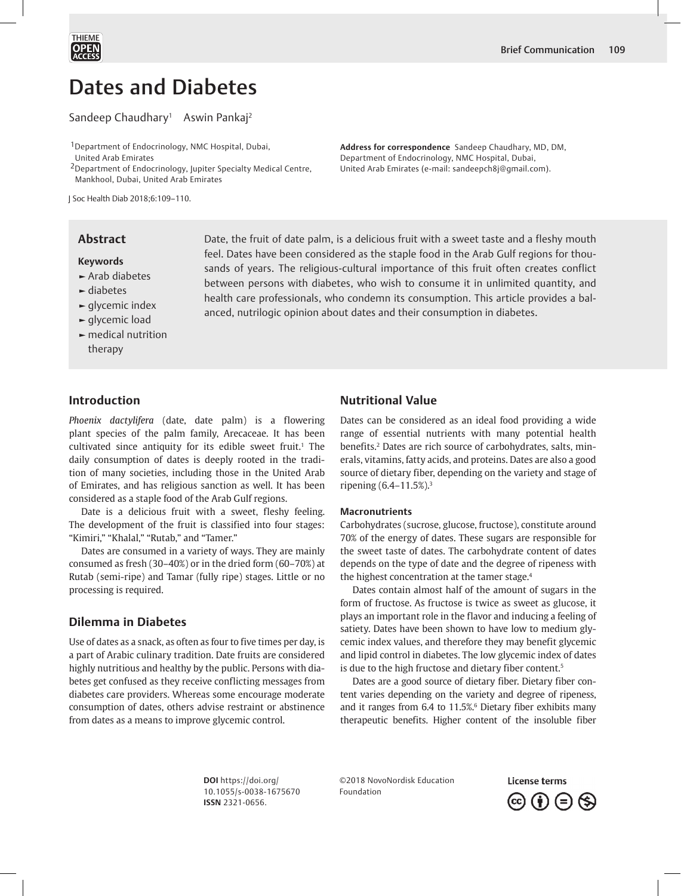# Dates and Diabetes

Sandeep Chaudhary[1] Aswin Pankaj[2]

[1]Department of Endocrinology, NMC Hospital, Dubai, United Arab Emirates
[2]Department of Endocrinology, Jupiter Specialty Medical Centre, Mankhool, Dubai, United Arab Emirates

**Address for correspondence** Sandeep Chaudhary, MD, DM, Department of Endocrinology, NMC Hospital, Dubai, United Arab Emirates (e-mail: sandeepch8j@gmail.com).

J Soc Health Diab 2018;6:109–110.

## Abstract

Date, the fruit of date palm, is a delicious fruit with a sweet taste and a fleshy mouth feel. Dates have been considered as the staple food in the Arab Gulf regions for thousands of years. The religious-cultural importance of this fruit often creates conflict between persons with diabetes, who wish to consume it in unlimited quantity, and health care professionals, who condemn its consumption. This article provides a balanced, nutrilogic opinion about dates and their consumption in diabetes.

**Keywords**
- Arab diabetes
- diabetes
- glycemic index
- glycemic load
- medical nutrition therapy

## Introduction

*Phoenix dactylifera* (date, date palm) is a flowering plant species of the palm family, Arecaceae. It has been cultivated since antiquity for its edible sweet fruit.[1] The daily consumption of dates is deeply rooted in the tradition of many societies, including those in the United Arab of Emirates, and has religious sanction as well. It has been considered as a staple food of the Arab Gulf regions.

Date is a delicious fruit with a sweet, fleshy feeling. The development of the fruit is classified into four stages: "Kimiri," "Khalal," "Rutab," and "Tamer."

Dates are consumed in a variety of ways. They are mainly consumed as fresh (30–40%) or in the dried form (60–70%) at Rutab (semi-ripe) and Tamar (fully ripe) stages. Little or no processing is required.

## Dilemma in Diabetes

Use of dates as a snack, as often as four to five times per day, is a part of Arabic culinary tradition. Date fruits are considered highly nutritious and healthy by the public. Persons with diabetes get confused as they receive conflicting messages from diabetes care providers. Whereas some encourage moderate consumption of dates, others advise restraint or abstinence from dates as a means to improve glycemic control.

## Nutritional Value

Dates can be considered as an ideal food providing a wide range of essential nutrients with many potential health benefits.[2] Dates are rich source of carbohydrates, salts, minerals, vitamins, fatty acids, and proteins. Dates are also a good source of dietary fiber, depending on the variety and stage of ripening (6.4–11.5%).[3]

### Macronutrients

Carbohydrates (sucrose, glucose, fructose), constitute around 70% of the energy of dates. These sugars are responsible for the sweet taste of dates. The carbohydrate content of dates depends on the type of date and the degree of ripeness with the highest concentration at the tamer stage.[4]

Dates contain almost half of the amount of sugars in the form of fructose. As fructose is twice as sweet as glucose, it plays an important role in the flavor and inducing a feeling of satiety. Dates have been shown to have low to medium glycemic index values, and therefore they may benefit glycemic and lipid control in diabetes. The low glycemic index of dates is due to the high fructose and dietary fiber content.[5]

Dates are a good source of dietary fiber. Dietary fiber content varies depending on the variety and degree of ripeness, and it ranges from 6.4 to 11.5%.[6] Dietary fiber exhibits many therapeutic benefits. Higher content of the insoluble fiber

**DOI** https://doi.org/10.1055/s-0038-1675670
**ISSN** 2321-0656.

©2018 NovoNordisk Education Foundation

License terms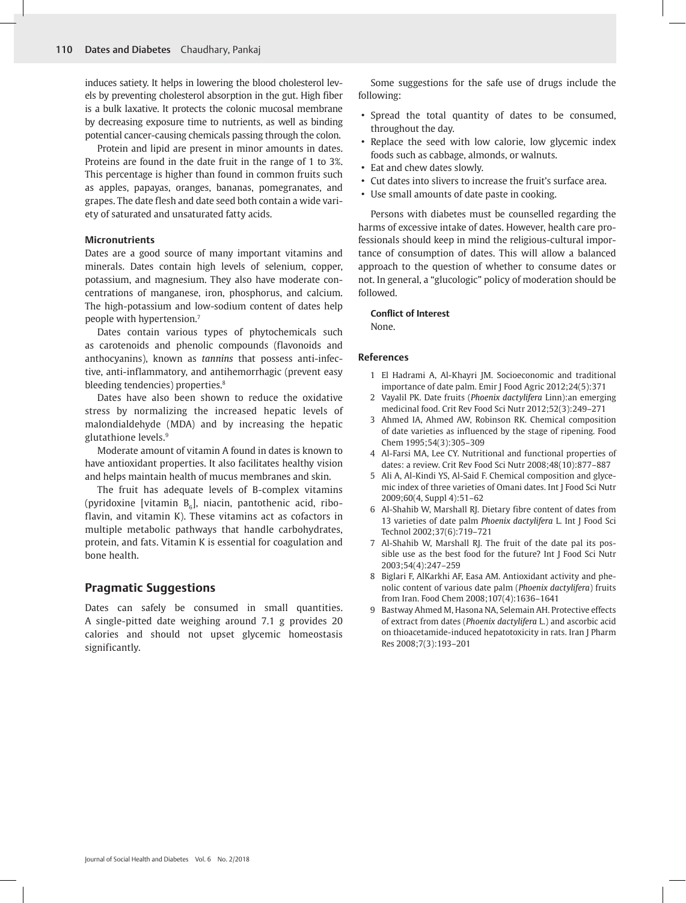induces satiety. It helps in lowering the blood cholesterol levels by preventing cholesterol absorption in the gut. High fiber is a bulk laxative. It protects the colonic mucosal membrane by decreasing exposure time to nutrients, as well as binding potential cancer-causing chemicals passing through the colon.

Protein and lipid are present in minor amounts in dates. Proteins are found in the date fruit in the range of 1 to 3%. This percentage is higher than found in common fruits such as apples, papayas, oranges, bananas, pomegranates, and grapes. The date flesh and date seed both contain a wide variety of saturated and unsaturated fatty acids.

#### Micronutrients

Dates are a good source of many important vitamins and minerals. Dates contain high levels of selenium, copper, potassium, and magnesium. They also have moderate concentrations of manganese, iron, phosphorus, and calcium. The high-potassium and low-sodium content of dates help people with hypertension.[7]

Dates contain various types of phytochemicals such as carotenoids and phenolic compounds (flavonoids and anthocyanins), known as *tannins* that possess anti-infective, anti-inflammatory, and antihemorrhagic (prevent easy bleeding tendencies) properties.[8]

Dates have also been shown to reduce the oxidative stress by normalizing the increased hepatic levels of malondialdehyde (MDA) and by increasing the hepatic glutathione levels.[9]

Moderate amount of vitamin A found in dates is known to have antioxidant properties. It also facilitates healthy vision and helps maintain health of mucus membranes and skin.

The fruit has adequate levels of B-complex vitamins (pyridoxine [vitamin $B_6$], niacin, pantothenic acid, riboflavin, and vitamin K). These vitamins act as cofactors in multiple metabolic pathways that handle carbohydrates, protein, and fats. Vitamin K is essential for coagulation and bone health.

## Pragmatic Suggestions

Dates can safely be consumed in small quantities. A single-pitted date weighing around 7.1 g provides 20 calories and should not upset glycemic homeostasis significantly.

Some suggestions for the safe use of drugs include the following:

- Spread the total quantity of dates to be consumed, throughout the day.
- Replace the seed with low calorie, low glycemic index foods such as cabbage, almonds, or walnuts.
- Eat and chew dates slowly.
- Cut dates into slivers to increase the fruit's surface area.
- Use small amounts of date paste in cooking.

Persons with diabetes must be counselled regarding the harms of excessive intake of dates. However, health care professionals should keep in mind the religious-cultural importance of consumption of dates. This will allow a balanced approach to the question of whether to consume dates or not. In general, a "glucologic" policy of moderation should be followed.

#### Conflict of Interest

None.

## References

1. El Hadrami A, Al-Khayri JM. Socioeconomic and traditional importance of date palm. Emir J Food Agric 2012;24(5):371
2. Vayalil PK. Date fruits (*Phoenix dactylifera* Linn):an emerging medicinal food. Crit Rev Food Sci Nutr 2012;52(3):249–271
3. Ahmed IA, Ahmed AW, Robinson RK. Chemical composition of date varieties as influenced by the stage of ripening. Food Chem 1995;54(3):305–309
4. Al-Farsi MA, Lee CY. Nutritional and functional properties of dates: a review. Crit Rev Food Sci Nutr 2008;48(10):877–887
5. Ali A, Al-Kindi YS, Al-Said F. Chemical composition and glycemic index of three varieties of Omani dates. Int J Food Sci Nutr 2009;60(4, Suppl 4):51–62
6. Al-Shahib W, Marshall RJ. Dietary fibre content of dates from 13 varieties of date palm *Phoenix dactylifera* L. Int J Food Sci Technol 2002;37(6):719–721
7. Al-Shahib W, Marshall RJ. The fruit of the date pal its possible use as the best food for the future? Int J Food Sci Nutr 2003;54(4):247–259
8. Biglari F, AlKarkhi AF, Easa AM. Antioxidant activity and phenolic content of various date palm (*Phoenix dactylifera*) fruits from Iran. Food Chem 2008;107(4):1636–1641
9. Bastway Ahmed M, Hasona NA, Selemain AH. Protective effects of extract from dates (*Phoenix dactylifera* L.) and ascorbic acid on thioacetamide-induced hepatotoxicity in rats. Iran J Pharm Res 2008;7(3):193–201